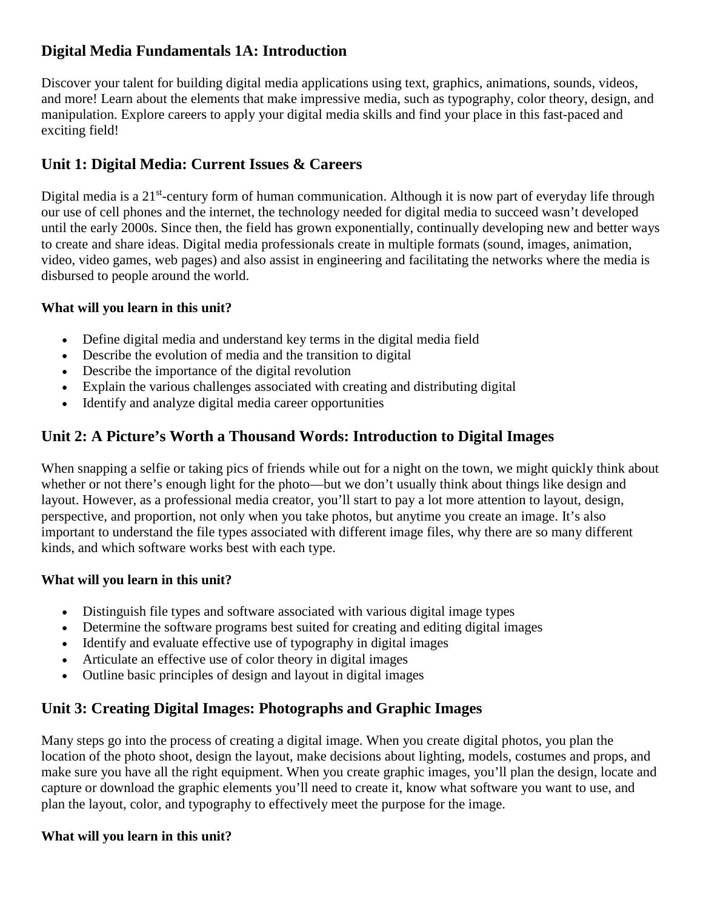## Digital Media Fundamentals 1A: Introduction

Discover your talent for building digital media applications using text, graphics, animations, sounds, videos, and more! Learn about the elements that make impressive media, such as typography, color theory, design, and manipulation. Explore careers to apply your digital media skills and find your place in this fast-paced and exciting field!

## Unit 1: Digital Media: Current Issues & Careers

Digital media is a 21st-century form of human communication. Although it is now part of everyday life through our use of cell phones and the internet, the technology needed for digital media to succeed wasn't developed until the early 2000s. Since then, the field has grown exponentially, continually developing new and better ways to create and share ideas. Digital media professionals create in multiple formats (sound, images, animation, video, video games, web pages) and also assist in engineering and facilitating the networks where the media is disbursed to people around the world.

**What will you learn in this unit?**

- Define digital media and understand key terms in the digital media field
- Describe the evolution of media and the transition to digital
- Describe the importance of the digital revolution
- Explain the various challenges associated with creating and distributing digital
- Identify and analyze digital media career opportunities

## Unit 2: A Picture's Worth a Thousand Words: Introduction to Digital Images

When snapping a selfie or taking pics of friends while out for a night on the town, we might quickly think about whether or not there's enough light for the photo—but we don't usually think about things like design and layout. However, as a professional media creator, you'll start to pay a lot more attention to layout, design, perspective, and proportion, not only when you take photos, but anytime you create an image. It's also important to understand the file types associated with different image files, why there are so many different kinds, and which software works best with each type.

**What will you learn in this unit?**

- Distinguish file types and software associated with various digital image types
- Determine the software programs best suited for creating and editing digital images
- Identify and evaluate effective use of typography in digital images
- Articulate an effective use of color theory in digital images
- Outline basic principles of design and layout in digital images

## Unit 3: Creating Digital Images: Photographs and Graphic Images

Many steps go into the process of creating a digital image. When you create digital photos, you plan the location of the photo shoot, design the layout, make decisions about lighting, models, costumes and props, and make sure you have all the right equipment. When you create graphic images, you'll plan the design, locate and capture or download the graphic elements you'll need to create it, know what software you want to use, and plan the layout, color, and typography to effectively meet the purpose for the image.

**What will you learn in this unit?**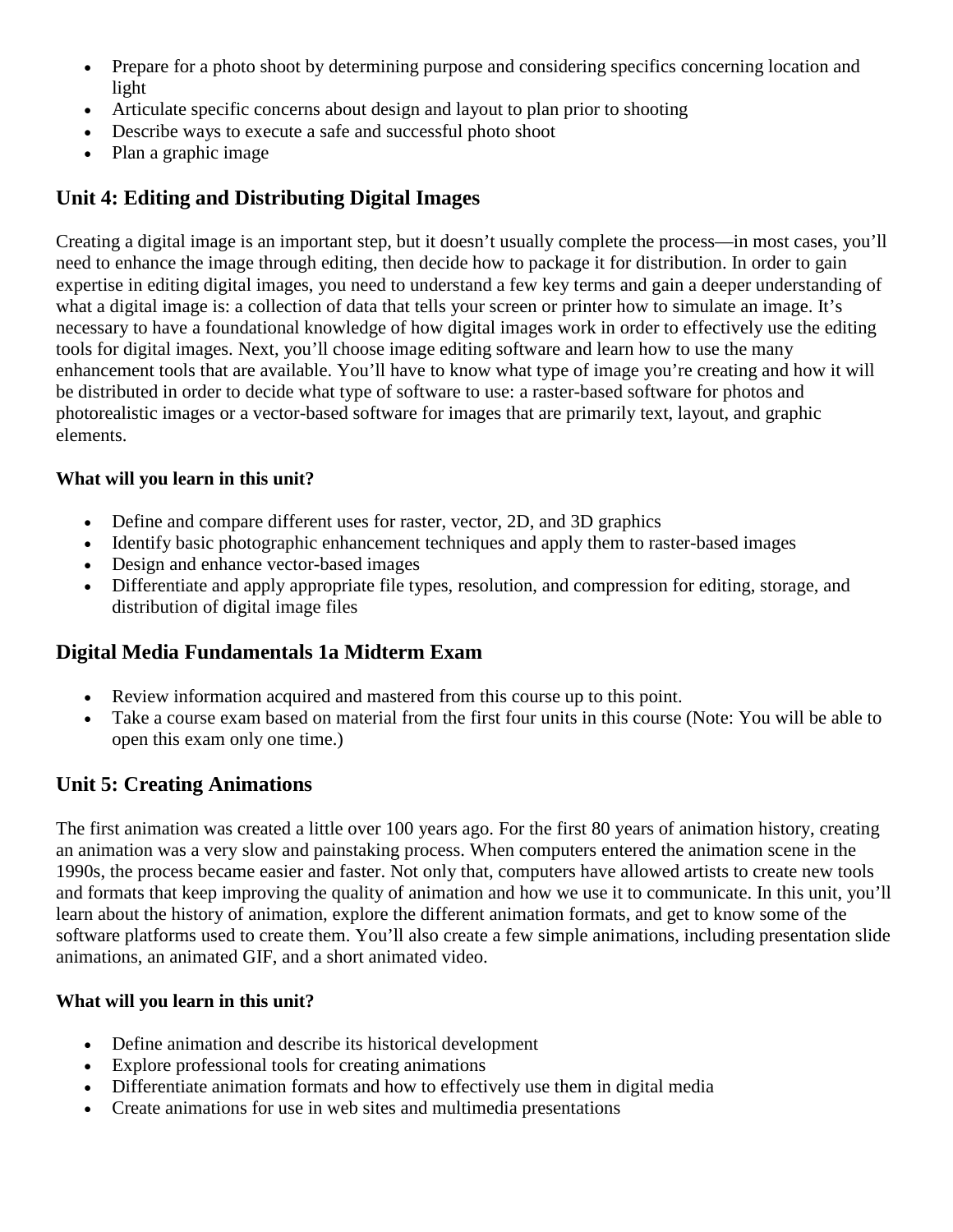- Prepare for a photo shoot by determining purpose and considering specifics concerning location and light
- Articulate specific concerns about design and layout to plan prior to shooting
- Describe ways to execute a safe and successful photo shoot
- Plan a graphic image

## Unit 4: Editing and Distributing Digital Images

Creating a digital image is an important step, but it doesn't usually complete the process—in most cases, you'll need to enhance the image through editing, then decide how to package it for distribution. In order to gain expertise in editing digital images, you need to understand a few key terms and gain a deeper understanding of what a digital image is: a collection of data that tells your screen or printer how to simulate an image. It's necessary to have a foundational knowledge of how digital images work in order to effectively use the editing tools for digital images. Next, you'll choose image editing software and learn how to use the many enhancement tools that are available. You'll have to know what type of image you're creating and how it will be distributed in order to decide what type of software to use: a raster-based software for photos and photorealistic images or a vector-based software for images that are primarily text, layout, and graphic elements.

**What will you learn in this unit?**

- Define and compare different uses for raster, vector, 2D, and 3D graphics
- Identify basic photographic enhancement techniques and apply them to raster-based images
- Design and enhance vector-based images
- Differentiate and apply appropriate file types, resolution, and compression for editing, storage, and distribution of digital image files

## Digital Media Fundamentals 1a Midterm Exam

- Review information acquired and mastered from this course up to this point.
- Take a course exam based on material from the first four units in this course (Note: You will be able to open this exam only one time.)

## Unit 5: Creating Animations

The first animation was created a little over 100 years ago. For the first 80 years of animation history, creating an animation was a very slow and painstaking process. When computers entered the animation scene in the 1990s, the process became easier and faster. Not only that, computers have allowed artists to create new tools and formats that keep improving the quality of animation and how we use it to communicate. In this unit, you'll learn about the history of animation, explore the different animation formats, and get to know some of the software platforms used to create them. You'll also create a few simple animations, including presentation slide animations, an animated GIF, and a short animated video.

**What will you learn in this unit?**

- Define animation and describe its historical development
- Explore professional tools for creating animations
- Differentiate animation formats and how to effectively use them in digital media
- Create animations for use in web sites and multimedia presentations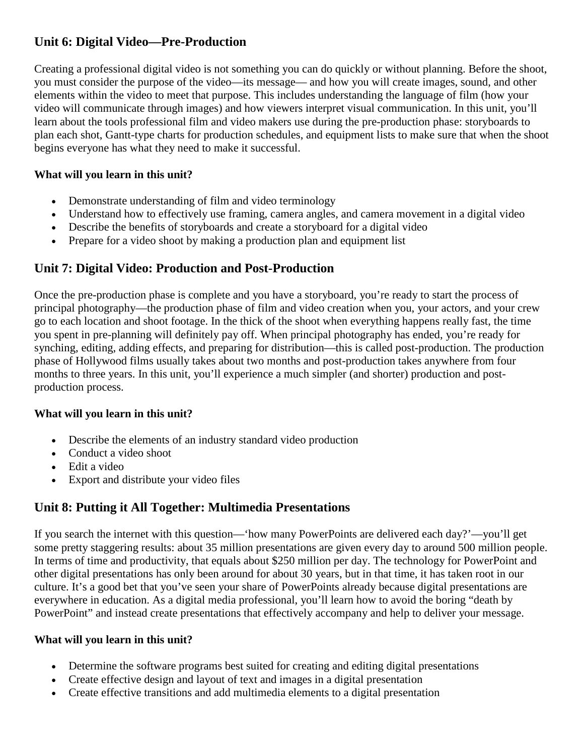## Unit 6: Digital Video—Pre-Production

Creating a professional digital video is not something you can do quickly or without planning. Before the shoot, you must consider the purpose of the video—its message— and how you will create images, sound, and other elements within the video to meet that purpose. This includes understanding the language of film (how your video will communicate through images) and how viewers interpret visual communication. In this unit, you'll learn about the tools professional film and video makers use during the pre-production phase: storyboards to plan each shot, Gantt-type charts for production schedules, and equipment lists to make sure that when the shoot begins everyone has what they need to make it successful.

**What will you learn in this unit?**

- Demonstrate understanding of film and video terminology
- Understand how to effectively use framing, camera angles, and camera movement in a digital video
- Describe the benefits of storyboards and create a storyboard for a digital video
- Prepare for a video shoot by making a production plan and equipment list

## Unit 7: Digital Video: Production and Post-Production

Once the pre-production phase is complete and you have a storyboard, you're ready to start the process of principal photography—the production phase of film and video creation when you, your actors, and your crew go to each location and shoot footage. In the thick of the shoot when everything happens really fast, the time you spent in pre-planning will definitely pay off. When principal photography has ended, you're ready for synching, editing, adding effects, and preparing for distribution—this is called post-production. The production phase of Hollywood films usually takes about two months and post-production takes anywhere from four months to three years. In this unit, you'll experience a much simpler (and shorter) production and post-production process.

**What will you learn in this unit?**

- Describe the elements of an industry standard video production
- Conduct a video shoot
- Edit a video
- Export and distribute your video files

## Unit 8: Putting it All Together: Multimedia Presentations

If you search the internet with this question—'how many PowerPoints are delivered each day?'—you'll get some pretty staggering results: about 35 million presentations are given every day to around 500 million people. In terms of time and productivity, that equals about $250 million per day. The technology for PowerPoint and other digital presentations has only been around for about 30 years, but in that time, it has taken root in our culture. It's a good bet that you've seen your share of PowerPoints already because digital presentations are everywhere in education. As a digital media professional, you'll learn how to avoid the boring "death by PowerPoint" and instead create presentations that effectively accompany and help to deliver your message.

**What will you learn in this unit?**

- Determine the software programs best suited for creating and editing digital presentations
- Create effective design and layout of text and images in a digital presentation
- Create effective transitions and add multimedia elements to a digital presentation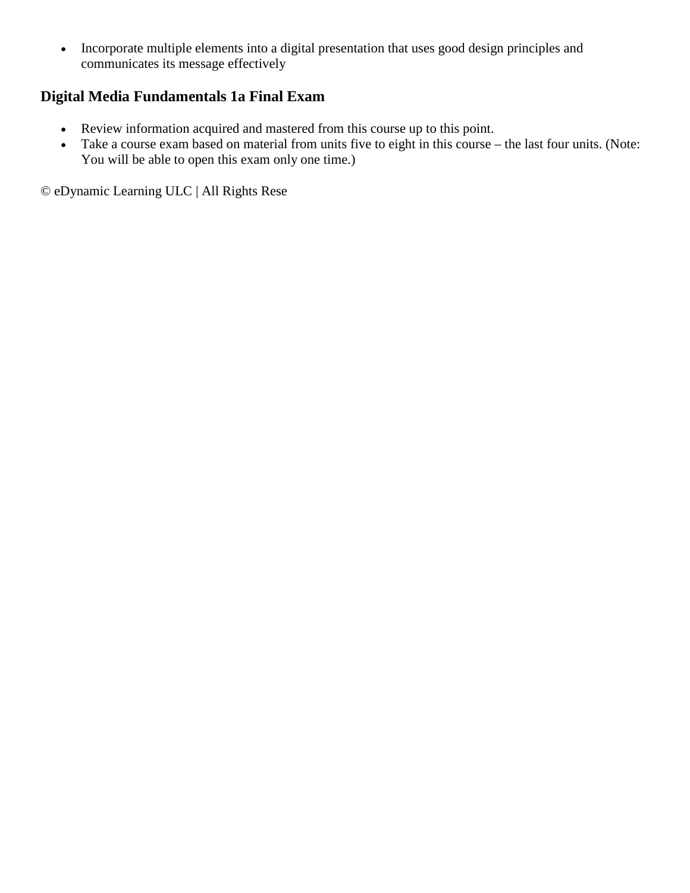- Incorporate multiple elements into a digital presentation that uses good design principles and communicates its message effectively

## Digital Media Fundamentals 1a Final Exam

- Review information acquired and mastered from this course up to this point.
- Take a course exam based on material from units five to eight in this course – the last four units. (Note: You will be able to open this exam only one time.)

© eDynamic Learning ULC | All Rights Rese